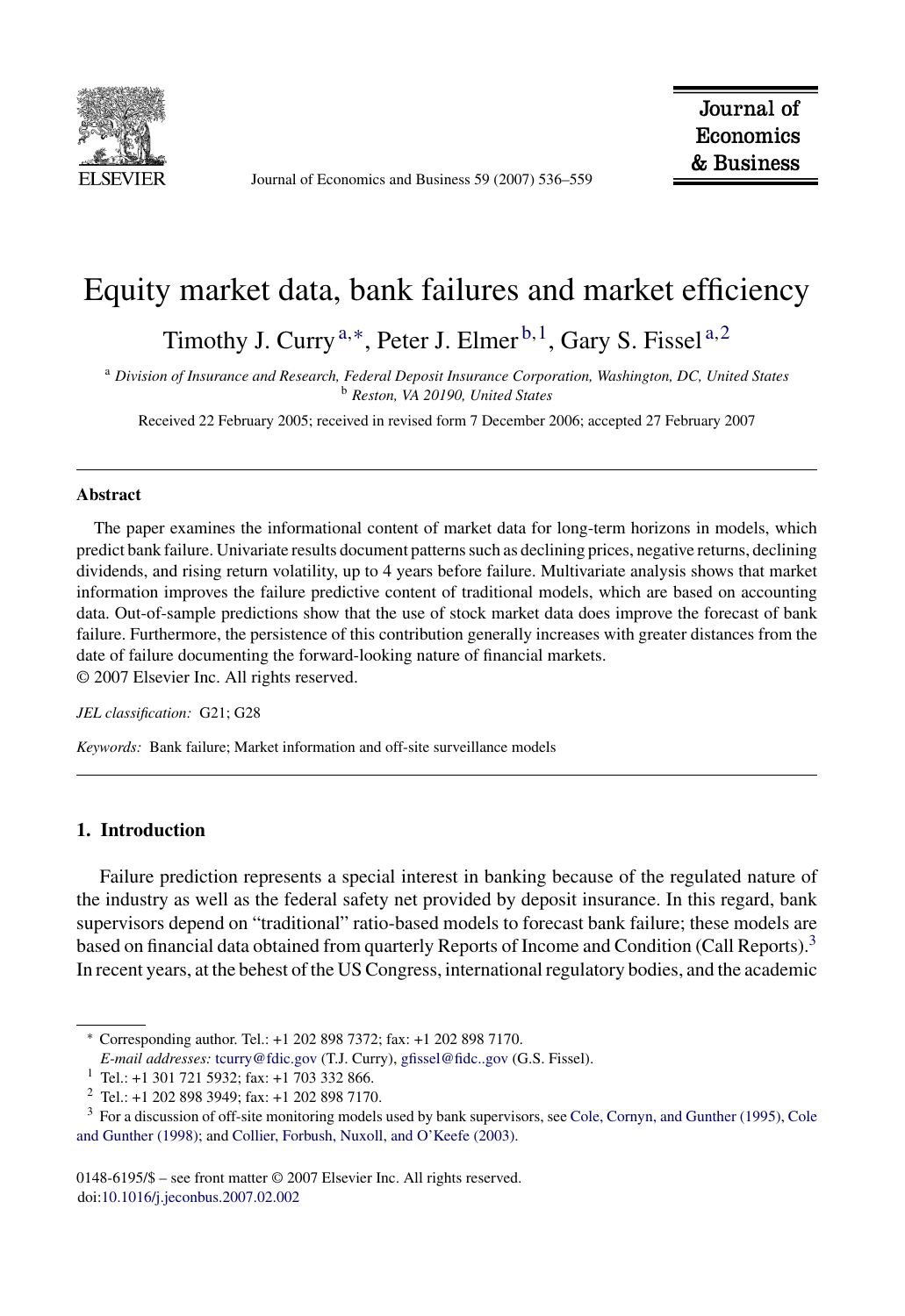# Equity market data, bank failures and market efficiency

Timothy J. Curry [a,*], Peter J. Elmer [b,1], Gary S. Fissel [a,2]

[a] *Division of Insurance and Research, Federal Deposit Insurance Corporation, Washington, DC, United States*
[b] *Reston, VA 20190, United States*

Received 22 February 2005; received in revised form 7 December 2006; accepted 27 February 2007

---

## Abstract

The paper examines the informational content of market data for long-term horizons in models, which predict bank failure. Univariate results document patterns such as declining prices, negative returns, declining dividends, and rising return volatility, up to 4 years before failure. Multivariate analysis shows that market information improves the failure predictive content of traditional models, which are based on accounting data. Out-of-sample predictions show that the use of stock market data does improve the forecast of bank failure. Furthermore, the persistence of this contribution generally increases with greater distances from the date of failure documenting the forward-looking nature of financial markets.
© 2007 Elsevier Inc. All rights reserved.

*JEL classification:* G21; G28

*Keywords:* Bank failure; Market information and off-site surveillance models

---

## 1. Introduction

Failure prediction represents a special interest in banking because of the regulated nature of the industry as well as the federal safety net provided by deposit insurance. In this regard, bank supervisors depend on "traditional" ratio-based models to forecast bank failure; these models are based on financial data obtained from quarterly Reports of Income and Condition (Call Reports).[3] In recent years, at the behest of the US Congress, international regulatory bodies, and the academic

---

* Corresponding author. Tel.: +1 202 898 7372; fax: +1 202 898 7170.
*E-mail addresses:* tcurry@fdic.gov (T.J. Curry), gfissel@fidc..gov (G.S. Fissel).

[1] Tel.: +1 301 721 5932; fax: +1 703 332 866.

[2] Tel.: +1 202 898 3949; fax: +1 202 898 7170.

[3] For a discussion of off-site monitoring models used by bank supervisors, see Cole, Cornyn, and Gunther (1995), Cole and Gunther (1998); and Collier, Forbush, Nuxoll, and O'Keefe (2003).

0148-6195/$ – see front matter © 2007 Elsevier Inc. All rights reserved.
doi:10.1016/j.jeconbus.2007.02.002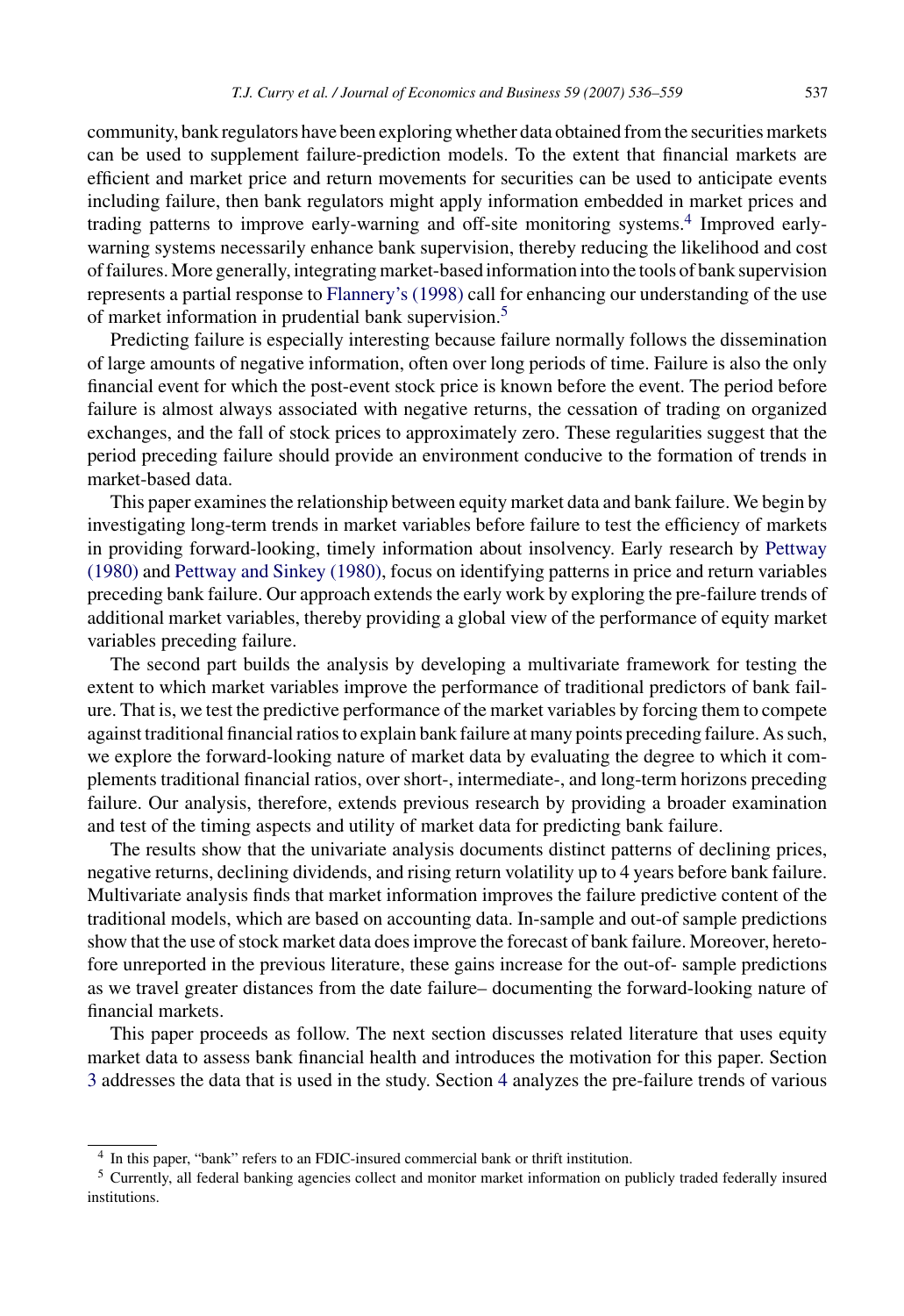community, bank regulators have been exploring whether data obtained from the securities markets can be used to supplement failure-prediction models. To the extent that financial markets are efficient and market price and return movements for securities can be used to anticipate events including failure, then bank regulators might apply information embedded in market prices and trading patterns to improve early-warning and off-site monitoring systems.[4] Improved early-warning systems necessarily enhance bank supervision, thereby reducing the likelihood and cost of failures. More generally, integrating market-based information into the tools of bank supervision represents a partial response to Flannery's (1998) call for enhancing our understanding of the use of market information in prudential bank supervision.[5]

Predicting failure is especially interesting because failure normally follows the dissemination of large amounts of negative information, often over long periods of time. Failure is also the only financial event for which the post-event stock price is known before the event. The period before failure is almost always associated with negative returns, the cessation of trading on organized exchanges, and the fall of stock prices to approximately zero. These regularities suggest that the period preceding failure should provide an environment conducive to the formation of trends in market-based data.

This paper examines the relationship between equity market data and bank failure. We begin by investigating long-term trends in market variables before failure to test the efficiency of markets in providing forward-looking, timely information about insolvency. Early research by Pettway (1980) and Pettway and Sinkey (1980), focus on identifying patterns in price and return variables preceding bank failure. Our approach extends the early work by exploring the pre-failure trends of additional market variables, thereby providing a global view of the performance of equity market variables preceding failure.

The second part builds the analysis by developing a multivariate framework for testing the extent to which market variables improve the performance of traditional predictors of bank failure. That is, we test the predictive performance of the market variables by forcing them to compete against traditional financial ratios to explain bank failure at many points preceding failure. As such, we explore the forward-looking nature of market data by evaluating the degree to which it complements traditional financial ratios, over short-, intermediate-, and long-term horizons preceding failure. Our analysis, therefore, extends previous research by providing a broader examination and test of the timing aspects and utility of market data for predicting bank failure.

The results show that the univariate analysis documents distinct patterns of declining prices, negative returns, declining dividends, and rising return volatility up to 4 years before bank failure. Multivariate analysis finds that market information improves the failure predictive content of the traditional models, which are based on accounting data. In-sample and out-of sample predictions show that the use of stock market data does improve the forecast of bank failure. Moreover, heretofore unreported in the previous literature, these gains increase for the out-of- sample predictions as we travel greater distances from the date failure– documenting the forward-looking nature of financial markets.

This paper proceeds as follow. The next section discusses related literature that uses equity market data to assess bank financial health and introduces the motivation for this paper. Section 3 addresses the data that is used in the study. Section 4 analyzes the pre-failure trends of various

[4] In this paper, "bank" refers to an FDIC-insured commercial bank or thrift institution.

[5] Currently, all federal banking agencies collect and monitor market information on publicly traded federally insured institutions.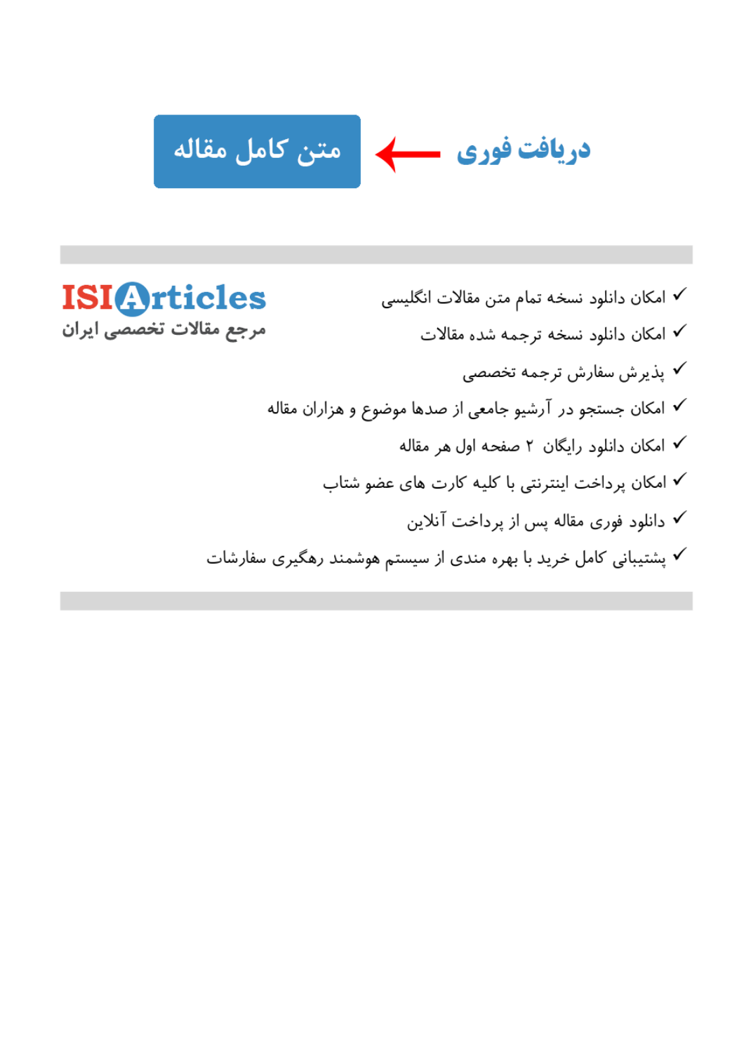دریافت فوری ← **متن کامل مقاله**

**ISIArticles**
مرجع مقالات تخصصی ایران

- ✓ امکان دانلود نسخه تمام متن مقالات انگلیسی
- ✓ امکان دانلود نسخه ترجمه شده مقالات
- ✓ پذیرش سفارش ترجمه تخصصی
- ✓ امکان جستجو در آرشیو جامعی از صدها موضوع و هزاران مقاله
- ✓ امکان دانلود رایگان ۲ صفحه اول هر مقاله
- ✓ امکان پرداخت اینترنتی با کلیه کارت های عضو شتاب
- ✓ دانلود فوری مقاله پس از پرداخت آنلاین
- ✓ پشتیبانی کامل خرید با بهره مندی از سیستم هوشمند رهگیری سفارشات